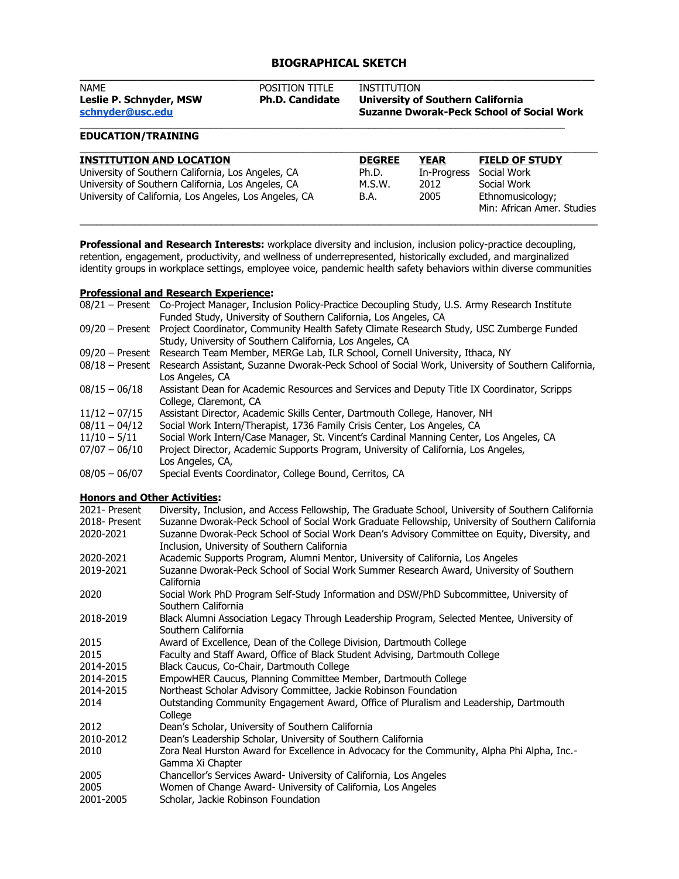# BIOGRAPHICAL SKETCH

| NAME | POSITION TITLE | INSTITUTION |
|---|---|---|
| **Leslie P. Schnyder, MSW** | **Ph.D. Candidate** | **University of Southern California** |
| **schnyder@usc.edu** | | **Suzanne Dworak-Peck School of Social Work** |

## EDUCATION/TRAINING

| **INSTITUTION AND LOCATION** | **DEGREE** | **YEAR** | **FIELD OF STUDY** |
|---|---|---|---|
| University of Southern California, Los Angeles, CA | Ph.D. | In-Progress | Social Work |
| University of Southern California, Los Angeles, CA | M.S.W. | 2012 | Social Work |
| University of California, Los Angeles, Los Angeles, CA | B.A. | 2005 | Ethnomusicology; Min: African Amer. Studies |

**Professional and Research Interests:** workplace diversity and inclusion, inclusion policy-practice decoupling, retention, engagement, productivity, and wellness of underrepresented, historically excluded, and marginalized identity groups in workplace settings, employee voice, pandemic health safety behaviors within diverse communities

## Professional and Research Experience:

| | |
|---|---|
| 08/21 – Present | Co-Project Manager, Inclusion Policy-Practice Decoupling Study, U.S. Army Research Institute Funded Study, University of Southern California, Los Angeles, CA |
| 09/20 – Present | Project Coordinator, Community Health Safety Climate Research Study, USC Zumberge Funded Study, University of Southern California, Los Angeles, CA |
| 09/20 – Present | Research Team Member, MERGe Lab, ILR School, Cornell University, Ithaca, NY |
| 08/18 – Present | Research Assistant, Suzanne Dworak-Peck School of Social Work, University of Southern California, Los Angeles, CA |
| 08/15 – 06/18 | Assistant Dean for Academic Resources and Services and Deputy Title IX Coordinator, Scripps College, Claremont, CA |
| 11/12 – 07/15 | Assistant Director, Academic Skills Center, Dartmouth College, Hanover, NH |
| 08/11 – 04/12 | Social Work Intern/Therapist, 1736 Family Crisis Center, Los Angeles, CA |
| 11/10 – 5/11 | Social Work Intern/Case Manager, St. Vincent's Cardinal Manning Center, Los Angeles, CA |
| 07/07 – 06/10 | Project Director, Academic Supports Program, University of California, Los Angeles, Los Angeles, CA, |
| 08/05 – 06/07 | Special Events Coordinator, College Bound, Cerritos, CA |

## Honors and Other Activities:

| | |
|---|---|
| 2021- Present | Diversity, Inclusion, and Access Fellowship, The Graduate School, University of Southern California |
| 2018- Present | Suzanne Dworak-Peck School of Social Work Graduate Fellowship, University of Southern California |
| 2020-2021 | Suzanne Dworak-Peck School of Social Work Dean's Advisory Committee on Equity, Diversity, and Inclusion, University of Southern California |
| 2020-2021 | Academic Supports Program, Alumni Mentor, University of California, Los Angeles |
| 2019-2021 | Suzanne Dworak-Peck School of Social Work Summer Research Award, University of Southern California |
| 2020 | Social Work PhD Program Self-Study Information and DSW/PhD Subcommittee, University of Southern California |
| 2018-2019 | Black Alumni Association Legacy Through Leadership Program, Selected Mentee, University of Southern California |
| 2015 | Award of Excellence, Dean of the College Division, Dartmouth College |
| 2015 | Faculty and Staff Award, Office of Black Student Advising, Dartmouth College |
| 2014-2015 | Black Caucus, Co-Chair, Dartmouth College |
| 2014-2015 | EmpowHER Caucus, Planning Committee Member, Dartmouth College |
| 2014-2015 | Northeast Scholar Advisory Committee, Jackie Robinson Foundation |
| 2014 | Outstanding Community Engagement Award, Office of Pluralism and Leadership, Dartmouth College |
| 2012 | Dean's Scholar, University of Southern California |
| 2010-2012 | Dean's Leadership Scholar, University of Southern California |
| 2010 | Zora Neal Hurston Award for Excellence in Advocacy for the Community, Alpha Phi Alpha, Inc.- Gamma Xi Chapter |
| 2005 | Chancellor's Services Award- University of California, Los Angeles |
| 2005 | Women of Change Award- University of California, Los Angeles |
| 2001-2005 | Scholar, Jackie Robinson Foundation |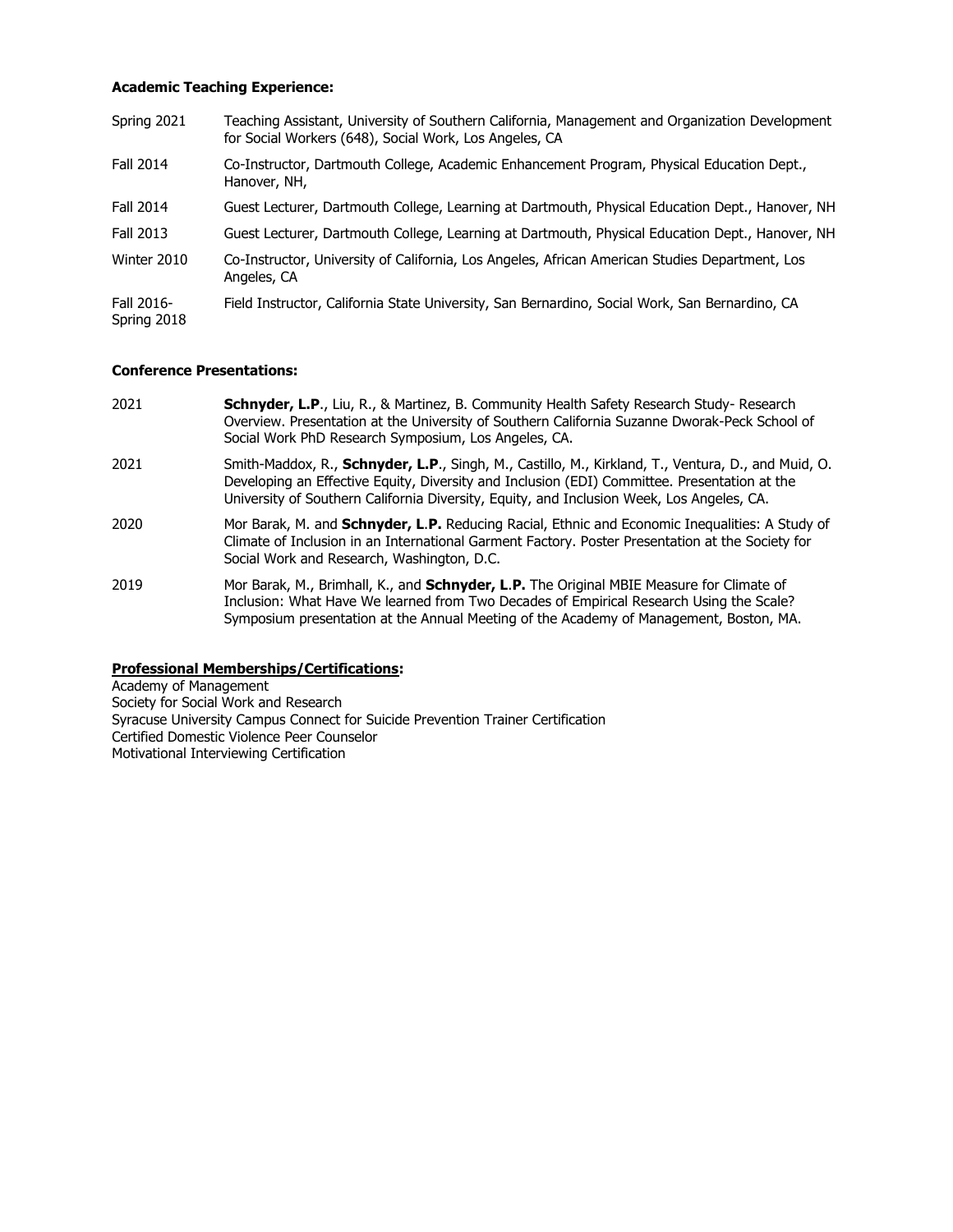**Academic Teaching Experience:**

| | |
|---|---|
| Spring 2021 | Teaching Assistant, University of Southern California, Management and Organization Development for Social Workers (648), Social Work, Los Angeles, CA |
| Fall 2014 | Co-Instructor, Dartmouth College, Academic Enhancement Program, Physical Education Dept., Hanover, NH, |
| Fall 2014 | Guest Lecturer, Dartmouth College, Learning at Dartmouth, Physical Education Dept., Hanover, NH |
| Fall 2013 | Guest Lecturer, Dartmouth College, Learning at Dartmouth, Physical Education Dept., Hanover, NH |
| Winter 2010 | Co-Instructor, University of California, Los Angeles, African American Studies Department, Los Angeles, CA |
| Fall 2016-Spring 2018 | Field Instructor, California State University, San Bernardino, Social Work, San Bernardino, CA |

**Conference Presentations:**

| | |
|---|---|
| 2021 | **Schnyder, L.P**., Liu, R., & Martinez, B. Community Health Safety Research Study- Research Overview. Presentation at the University of Southern California Suzanne Dworak-Peck School of Social Work PhD Research Symposium, Los Angeles, CA. |
| 2021 | Smith-Maddox, R., **Schnyder, L.P**., Singh, M., Castillo, M., Kirkland, T., Ventura, D., and Muid, O. Developing an Effective Equity, Diversity and Inclusion (EDI) Committee. Presentation at the University of Southern California Diversity, Equity, and Inclusion Week, Los Angeles, CA. |
| 2020 | Mor Barak, M. and **Schnyder, L.P.** Reducing Racial, Ethnic and Economic Inequalities: A Study of Climate of Inclusion in an International Garment Factory. Poster Presentation at the Society for Social Work and Research, Washington, D.C. |
| 2019 | Mor Barak, M., Brimhall, K., and **Schnyder, L.P.** The Original MBIE Measure for Climate of Inclusion: What Have We learned from Two Decades of Empirical Research Using the Scale? Symposium presentation at the Annual Meeting of the Academy of Management, Boston, MA. |

**Professional Memberships/Certifications:**

Academy of Management
Society for Social Work and Research
Syracuse University Campus Connect for Suicide Prevention Trainer Certification
Certified Domestic Violence Peer Counselor
Motivational Interviewing Certification